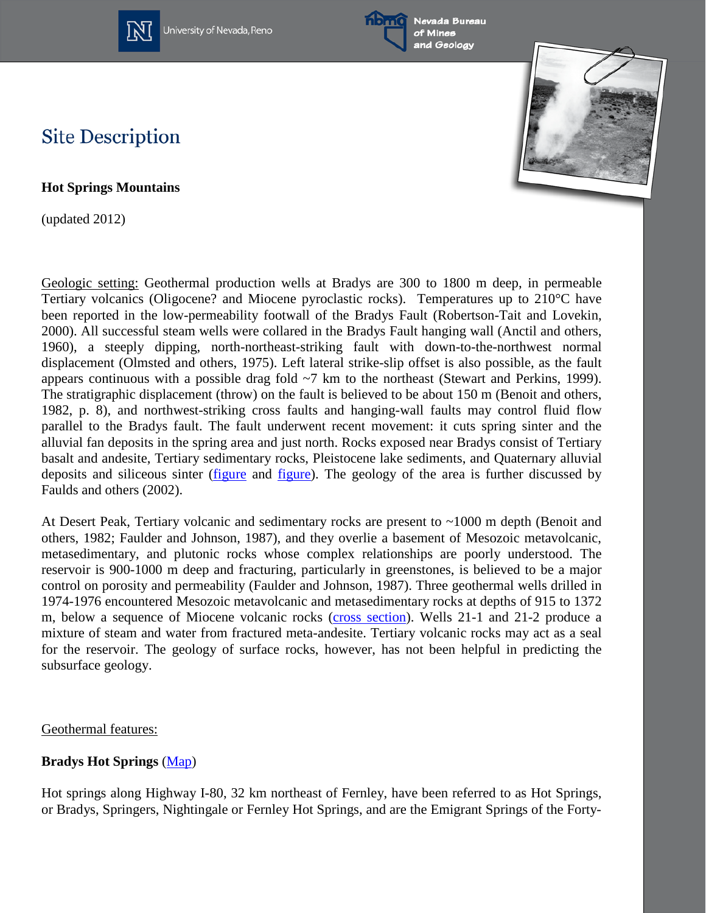# Site Description

**Hot Springs Mountains**

(updated 2012)

Geologic setting: Geothermal production wells at Bradys are 300 to 1800 m deep, in permeable Tertiary volcanics (Oligocene? and Miocene pyroclastic rocks). Temperatures up to 210°C have been reported in the low-permeability footwall of the Bradys Fault (Robertson-Tait and Lovekin, 2000). All successful steam wells were collared in the Bradys Fault hanging wall (Anctil and others, 1960), a steeply dipping, north-northeast-striking fault with down-to-the-northwest normal displacement (Olmsted and others, 1975). Left lateral strike-slip offset is also possible, as the fault appears continuous with a possible drag fold ~7 km to the northeast (Stewart and Perkins, 1999). The stratigraphic displacement (throw) on the fault is believed to be about 150 m (Benoit and others, 1982, p. 8), and northwest-striking cross faults and hanging-wall faults may control fluid flow parallel to the Bradys fault. The fault underwent recent movement: it cuts spring sinter and the alluvial fan deposits in the spring area and just north. Rocks exposed near Bradys consist of Tertiary basalt and andesite, Tertiary sedimentary rocks, Pleistocene lake sediments, and Quaternary alluvial deposits and siliceous sinter (figure and figure). The geology of the area is further discussed by Faulds and others (2002).

At Desert Peak, Tertiary volcanic and sedimentary rocks are present to ~1000 m depth (Benoit and others, 1982; Faulder and Johnson, 1987), and they overlie a basement of Mesozoic metavolcanic, metasedimentary, and plutonic rocks whose complex relationships are poorly understood. The reservoir is 900-1000 m deep and fracturing, particularly in greenstones, is believed to be a major control on porosity and permeability (Faulder and Johnson, 1987). Three geothermal wells drilled in 1974-1976 encountered Mesozoic metavolcanic and metasedimentary rocks at depths of 915 to 1372 m, below a sequence of Miocene volcanic rocks (cross section). Wells 21-1 and 21-2 produce a mixture of steam and water from fractured meta-andesite. Tertiary volcanic rocks may act as a seal for the reservoir. The geology of surface rocks, however, has not been helpful in predicting the subsurface geology.

Geothermal features:

**Bradys Hot Springs** (Map)

Hot springs along Highway I-80, 32 km northeast of Fernley, have been referred to as Hot Springs, or Bradys, Springers, Nightingale or Fernley Hot Springs, and are the Emigrant Springs of the Forty-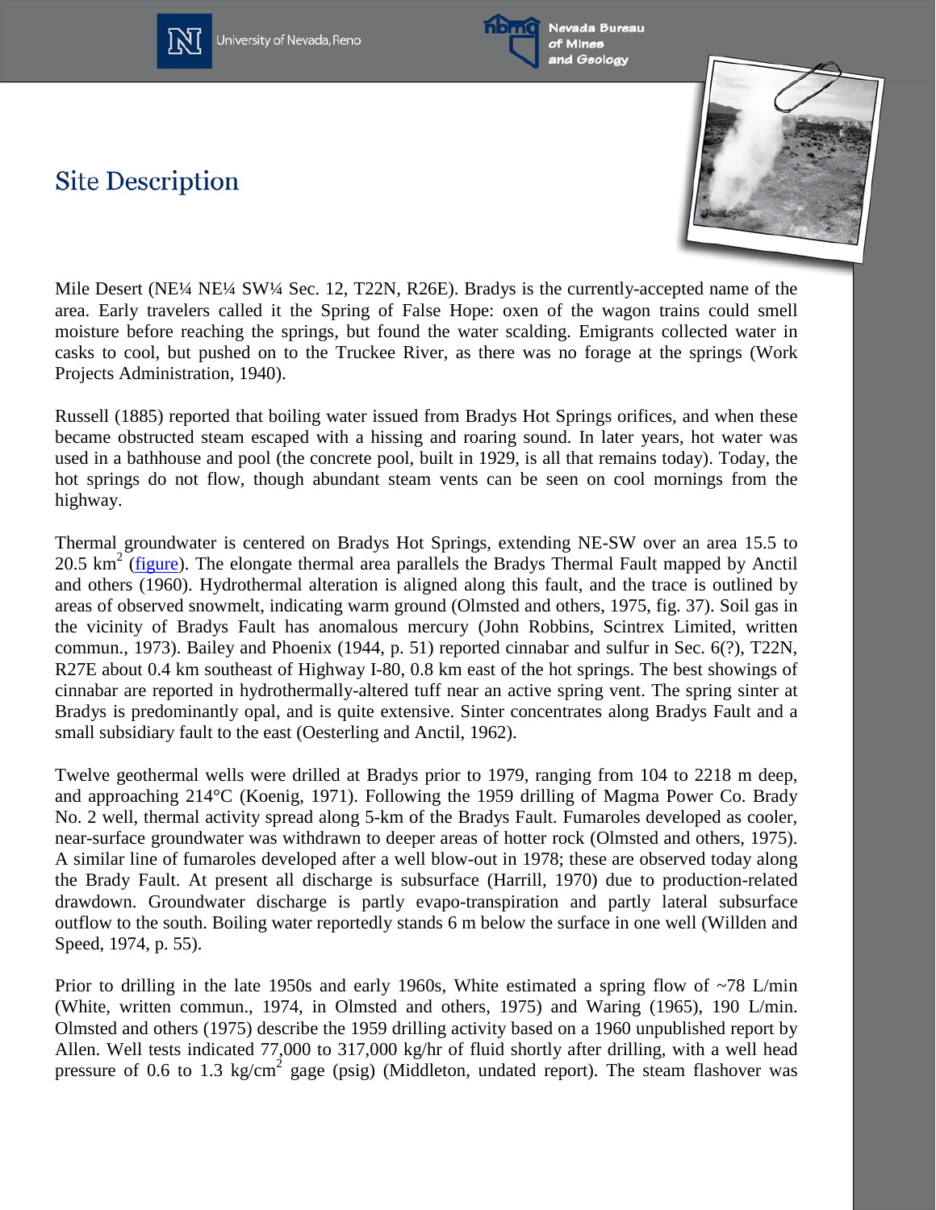# Site Description

Mile Desert (NE¼ NE¼ SW¼ Sec. 12, T22N, R26E). Bradys is the currently-accepted name of the area. Early travelers called it the Spring of False Hope: oxen of the wagon trains could smell moisture before reaching the springs, but found the water scalding. Emigrants collected water in casks to cool, but pushed on to the Truckee River, as there was no forage at the springs (Work Projects Administration, 1940).

Russell (1885) reported that boiling water issued from Bradys Hot Springs orifices, and when these became obstructed steam escaped with a hissing and roaring sound. In later years, hot water was used in a bathhouse and pool (the concrete pool, built in 1929, is all that remains today). Today, the hot springs do not flow, though abundant steam vents can be seen on cool mornings from the highway.

Thermal groundwater is centered on Bradys Hot Springs, extending NE-SW over an area 15.5 to 20.5 km$^2$ (figure). The elongate thermal area parallels the Bradys Thermal Fault mapped by Anctil and others (1960). Hydrothermal alteration is aligned along this fault, and the trace is outlined by areas of observed snowmelt, indicating warm ground (Olmsted and others, 1975, fig. 37). Soil gas in the vicinity of Bradys Fault has anomalous mercury (John Robbins, Scintrex Limited, written commun., 1973). Bailey and Phoenix (1944, p. 51) reported cinnabar and sulfur in Sec. 6(?), T22N, R27E about 0.4 km southeast of Highway I-80, 0.8 km east of the hot springs. The best showings of cinnabar are reported in hydrothermally-altered tuff near an active spring vent. The spring sinter at Bradys is predominantly opal, and is quite extensive. Sinter concentrates along Bradys Fault and a small subsidiary fault to the east (Oesterling and Anctil, 1962).

Twelve geothermal wells were drilled at Bradys prior to 1979, ranging from 104 to 2218 m deep, and approaching 214°C (Koenig, 1971). Following the 1959 drilling of Magma Power Co. Brady No. 2 well, thermal activity spread along 5-km of the Bradys Fault. Fumaroles developed as cooler, near-surface groundwater was withdrawn to deeper areas of hotter rock (Olmsted and others, 1975). A similar line of fumaroles developed after a well blow-out in 1978; these are observed today along the Brady Fault. At present all discharge is subsurface (Harrill, 1970) due to production-related drawdown. Groundwater discharge is partly evapo-transpiration and partly lateral subsurface outflow to the south. Boiling water reportedly stands 6 m below the surface in one well (Willden and Speed, 1974, p. 55).

Prior to drilling in the late 1950s and early 1960s, White estimated a spring flow of ~78 L/min (White, written commun., 1974, in Olmsted and others, 1975) and Waring (1965), 190 L/min. Olmsted and others (1975) describe the 1959 drilling activity based on a 1960 unpublished report by Allen. Well tests indicated 77,000 to 317,000 kg/hr of fluid shortly after drilling, with a well head pressure of 0.6 to 1.3 kg/cm$^2$ gage (psig) (Middleton, undated report). The steam flashover was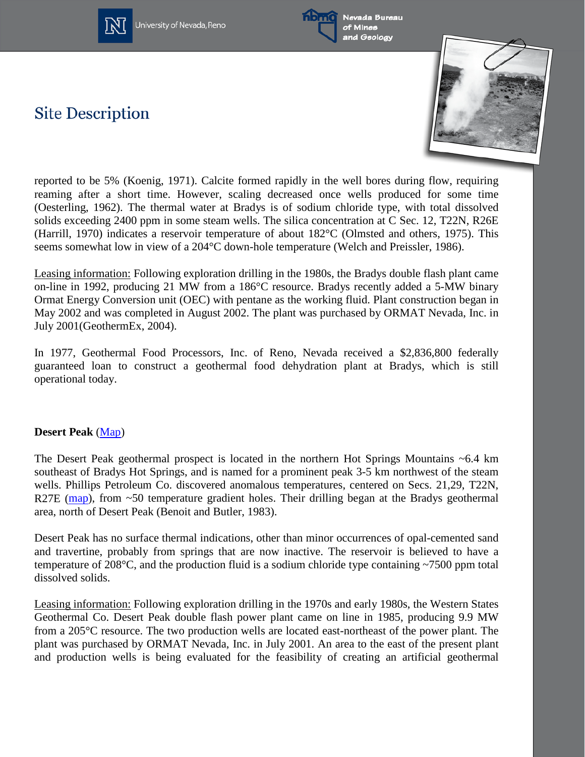## Site Description

reported to be 5% (Koenig, 1971). Calcite formed rapidly in the well bores during flow, requiring reaming after a short time. However, scaling decreased once wells produced for some time (Oesterling, 1962). The thermal water at Bradys is of sodium chloride type, with total dissolved solids exceeding 2400 ppm in some steam wells. The silica concentration at C Sec. 12, T22N, R26E (Harrill, 1970) indicates a reservoir temperature of about 182°C (Olmsted and others, 1975). This seems somewhat low in view of a 204°C down-hole temperature (Welch and Preissler, 1986).

Leasing information: Following exploration drilling in the 1980s, the Bradys double flash plant came on-line in 1992, producing 21 MW from a 186°C resource. Bradys recently added a 5-MW binary Ormat Energy Conversion unit (OEC) with pentane as the working fluid. Plant construction began in May 2002 and was completed in August 2002. The plant was purchased by ORMAT Nevada, Inc. in July 2001(GeothermEx, 2004).

In 1977, Geothermal Food Processors, Inc. of Reno, Nevada received a $2,836,800 federally guaranteed loan to construct a geothermal food dehydration plant at Bradys, which is still operational today.

**Desert Peak** (Map)

The Desert Peak geothermal prospect is located in the northern Hot Springs Mountains ~6.4 km southeast of Bradys Hot Springs, and is named for a prominent peak 3-5 km northwest of the steam wells. Phillips Petroleum Co. discovered anomalous temperatures, centered on Secs. 21,29, T22N, R27E (map), from ~50 temperature gradient holes. Their drilling began at the Bradys geothermal area, north of Desert Peak (Benoit and Butler, 1983).

Desert Peak has no surface thermal indications, other than minor occurrences of opal-cemented sand and travertine, probably from springs that are now inactive. The reservoir is believed to have a temperature of 208°C, and the production fluid is a sodium chloride type containing ~7500 ppm total dissolved solids.

Leasing information: Following exploration drilling in the 1970s and early 1980s, the Western States Geothermal Co. Desert Peak double flash power plant came on line in 1985, producing 9.9 MW from a 205°C resource. The two production wells are located east-northeast of the power plant. The plant was purchased by ORMAT Nevada, Inc. in July 2001. An area to the east of the present plant and production wells is being evaluated for the feasibility of creating an artificial geothermal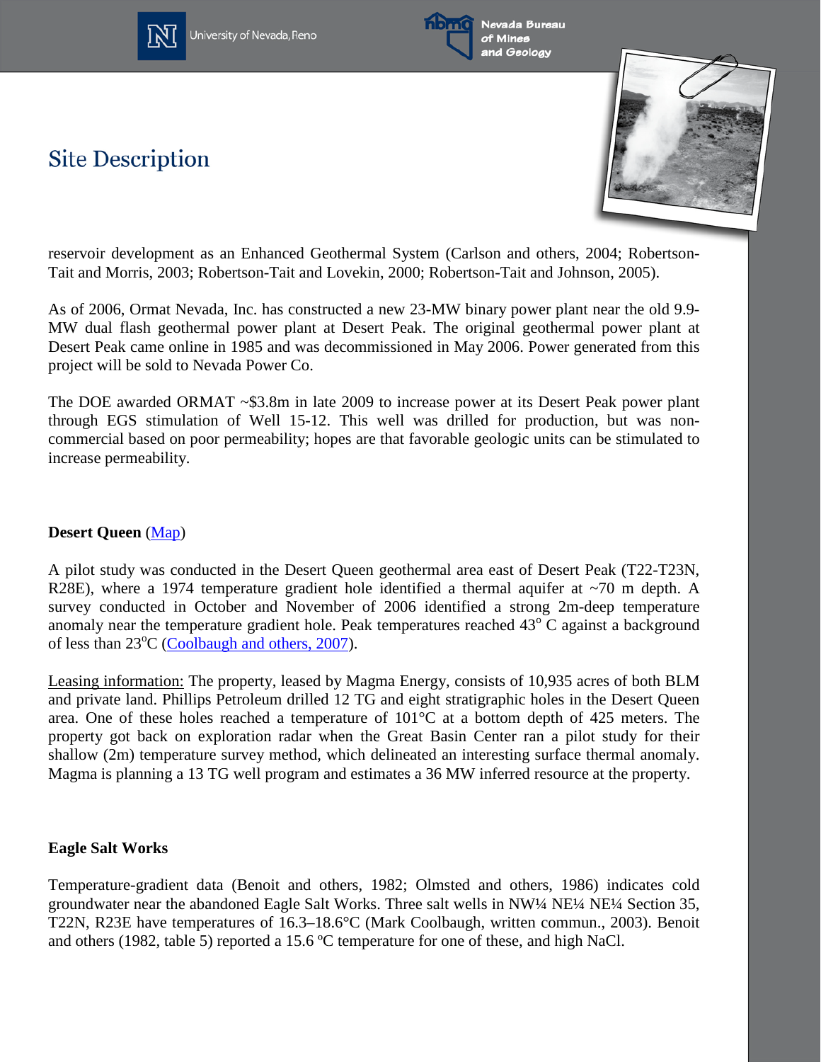## Site Description

reservoir development as an Enhanced Geothermal System (Carlson and others, 2004; Robertson-Tait and Morris, 2003; Robertson-Tait and Lovekin, 2000; Robertson-Tait and Johnson, 2005).

As of 2006, Ormat Nevada, Inc. has constructed a new 23-MW binary power plant near the old 9.9-MW dual flash geothermal power plant at Desert Peak. The original geothermal power plant at Desert Peak came online in 1985 and was decommissioned in May 2006. Power generated from this project will be sold to Nevada Power Co.

The DOE awarded ORMAT ~$3.8m in late 2009 to increase power at its Desert Peak power plant through EGS stimulation of Well 15-12. This well was drilled for production, but was non-commercial based on poor permeability; hopes are that favorable geologic units can be stimulated to increase permeability.

**Desert Queen** (Map)

A pilot study was conducted in the Desert Queen geothermal area east of Desert Peak (T22-T23N, R28E), where a 1974 temperature gradient hole identified a thermal aquifer at ~70 m depth. A survey conducted in October and November of 2006 identified a strong 2m-deep temperature anomaly near the temperature gradient hole. Peak temperatures reached 43$^{o}$ C against a background of less than 23$^{o}$C (Coolbaugh and others, 2007).

Leasing information: The property, leased by Magma Energy, consists of 10,935 acres of both BLM and private land. Phillips Petroleum drilled 12 TG and eight stratigraphic holes in the Desert Queen area. One of these holes reached a temperature of 101°C at a bottom depth of 425 meters. The property got back on exploration radar when the Great Basin Center ran a pilot study for their shallow (2m) temperature survey method, which delineated an interesting surface thermal anomaly. Magma is planning a 13 TG well program and estimates a 36 MW inferred resource at the property.

**Eagle Salt Works**

Temperature-gradient data (Benoit and others, 1982; Olmsted and others, 1986) indicates cold groundwater near the abandoned Eagle Salt Works. Three salt wells in NW¼ NE¼ NE¼ Section 35, T22N, R23E have temperatures of 16.3–18.6°C (Mark Coolbaugh, written commun., 2003). Benoit and others (1982, table 5) reported a 15.6 ºC temperature for one of these, and high NaCl.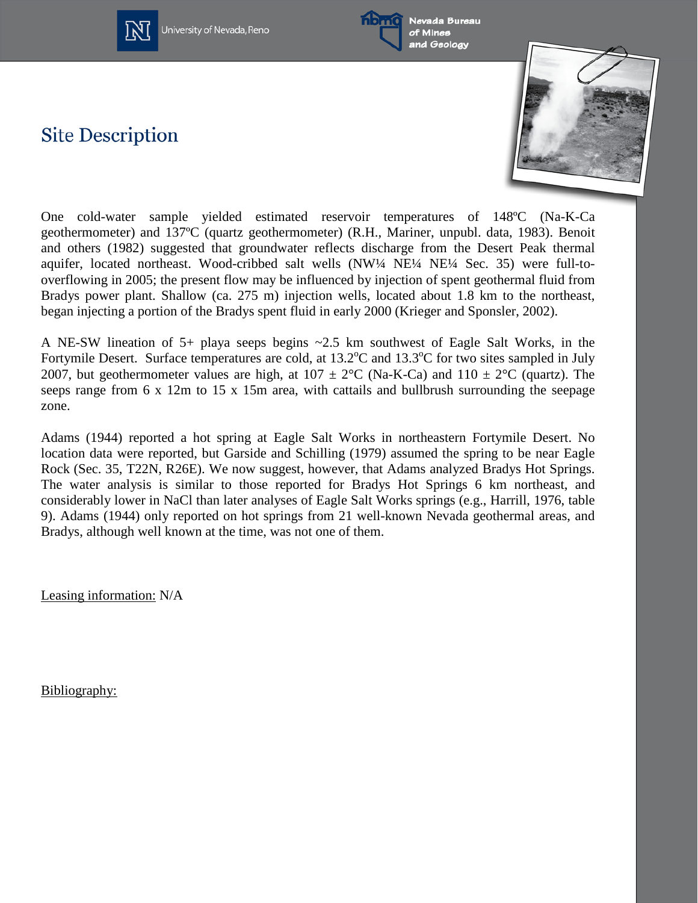# Site Description

One cold-water sample yielded estimated reservoir temperatures of 148ºC (Na-K-Ca geothermometer) and 137ºC (quartz geothermometer) (R.H., Mariner, unpubl. data, 1983). Benoit and others (1982) suggested that groundwater reflects discharge from the Desert Peak thermal aquifer, located northeast. Wood-cribbed salt wells (NW¼ NE¼ NE¼ Sec. 35) were full-to-overflowing in 2005; the present flow may be influenced by injection of spent geothermal fluid from Bradys power plant. Shallow (ca. 275 m) injection wells, located about 1.8 km to the northeast, began injecting a portion of the Bradys spent fluid in early 2000 (Krieger and Sponsler, 2002).

A NE-SW lineation of 5+ playa seeps begins ~2.5 km southwest of Eagle Salt Works, in the Fortymile Desert. Surface temperatures are cold, at 13.2°C and 13.3°C for two sites sampled in July 2007, but geothermometer values are high, at 107 ± 2°C (Na-K-Ca) and 110 ± 2°C (quartz). The seeps range from 6 x 12m to 15 x 15m area, with cattails and bullbrush surrounding the seepage zone.

Adams (1944) reported a hot spring at Eagle Salt Works in northeastern Fortymile Desert. No location data were reported, but Garside and Schilling (1979) assumed the spring to be near Eagle Rock (Sec. 35, T22N, R26E). We now suggest, however, that Adams analyzed Bradys Hot Springs. The water analysis is similar to those reported for Bradys Hot Springs 6 km northeast, and considerably lower in NaCl than later analyses of Eagle Salt Works springs (e.g., Harrill, 1976, table 9). Adams (1944) only reported on hot springs from 21 well-known Nevada geothermal areas, and Bradys, although well known at the time, was not one of them.

Leasing information: N/A

Bibliography: